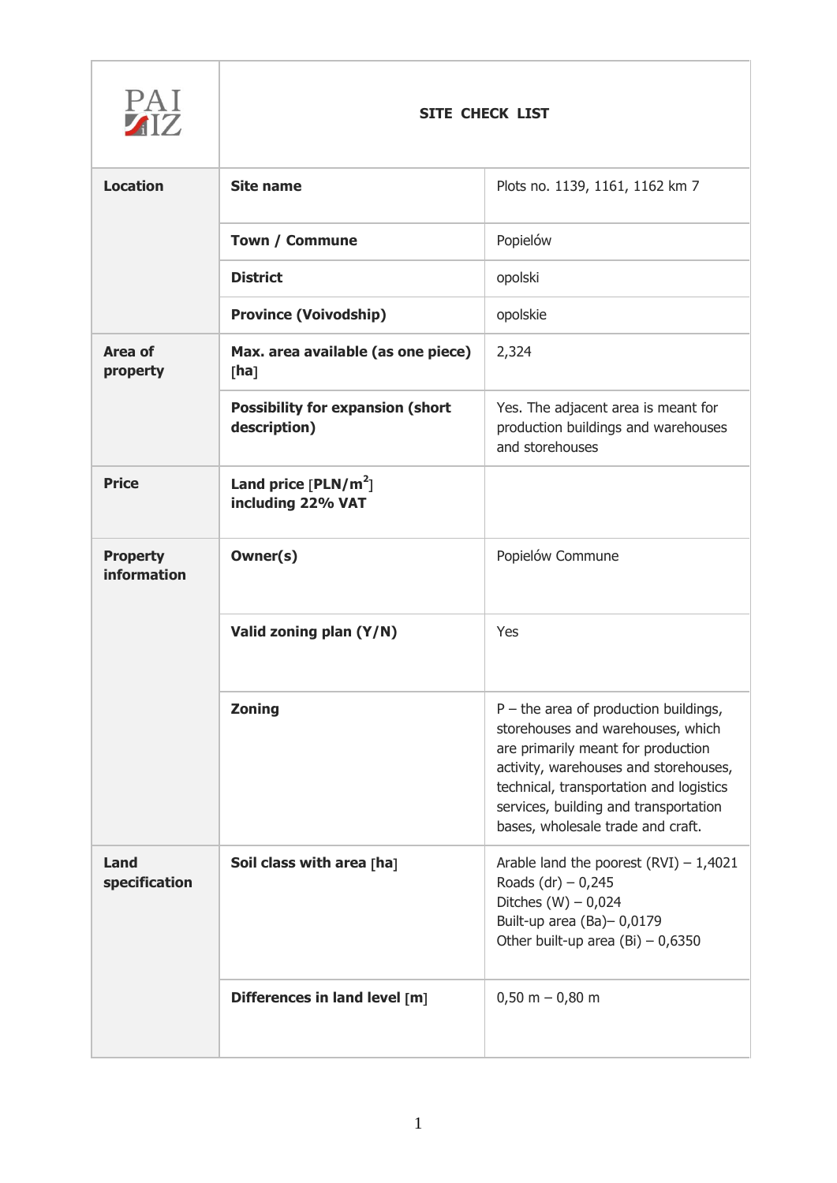| PAI IZ | SITE CHECK LIST | |
|---|---|---|
| **Location** | **Site name** | Plots no. 1139, 1161, 1162 km 7 |
| | **Town / Commune** | Popielów |
| | **District** | opolski |
| | **Province (Voivodship)** | opolskie |
| **Area of property** | **Max. area available (as one piece) [ha]** | 2,324 |
| | **Possibility for expansion (short description)** | Yes. The adjacent area is meant for production buildings and warehouses and storehouses |
| **Price** | **Land price [PLN/m$^2$] including 22% VAT** | |
| **Property information** | **Owner(s)** | Popielów Commune |
| | **Valid zoning plan (Y/N)** | Yes |
| | **Zoning** | P – the area of production buildings, storehouses and warehouses, which are primarily meant for production activity, warehouses and storehouses, technical, transportation and logistics services, building and transportation bases, wholesale trade and craft. |
| **Land specification** | **Soil class with area [ha]** | Arable land the poorest (RVI) – 1,4021<br>Roads (dr) – 0,245<br>Ditches (W) – 0,024<br>Built-up area (Ba)– 0,0179<br>Other built-up area (Bi) – 0,6350 |
| | **Differences in land level [m]** | 0,50 m – 0,80 m |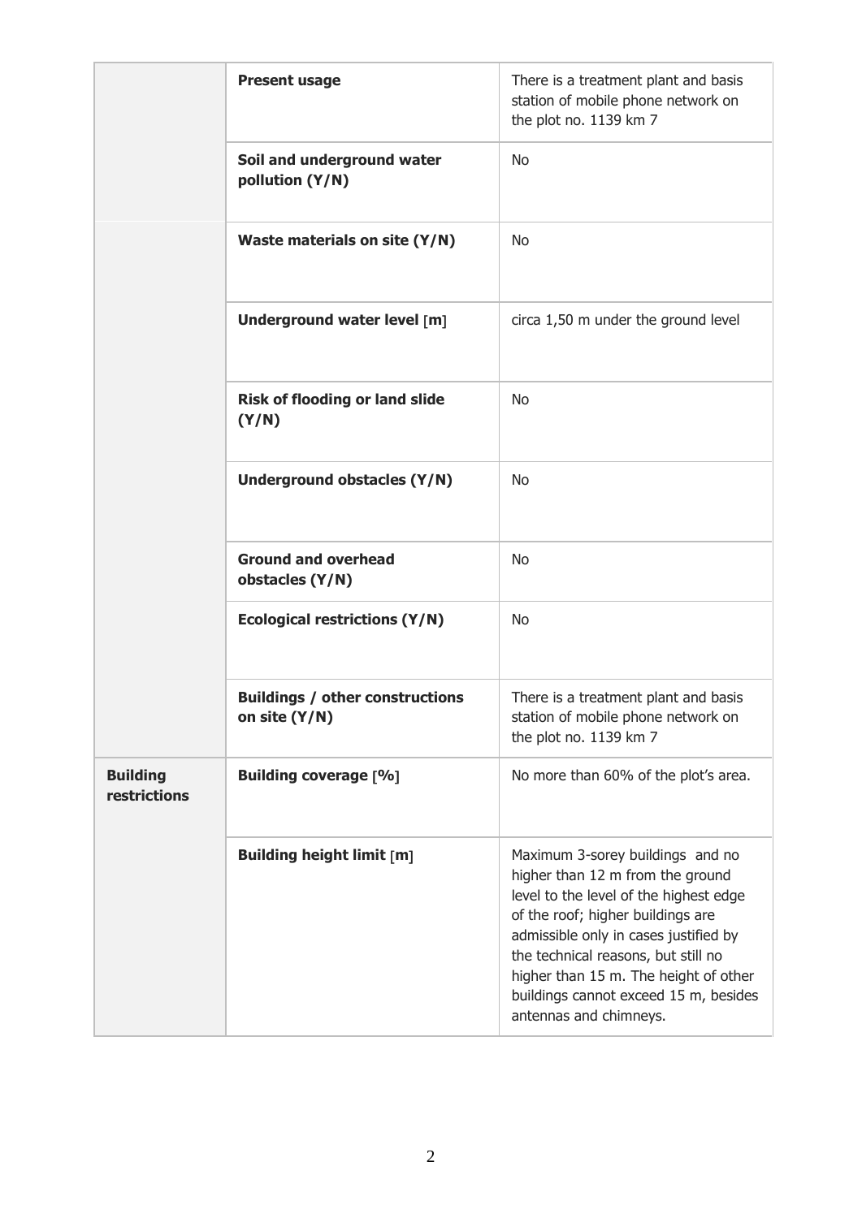| | | |
|---|---|---|
| | **Present usage** | There is a treatment plant and basis station of mobile phone network on the plot no. 1139 km 7 |
| | **Soil and underground water pollution (Y/N)** | No |
| | **Waste materials on site (Y/N)** | No |
| | **Underground water level [m]** | circa 1,50 m under the ground level |
| | **Risk of flooding or land slide (Y/N)** | No |
| | **Underground obstacles (Y/N)** | No |
| | **Ground and overhead obstacles (Y/N)** | No |
| | **Ecological restrictions (Y/N)** | No |
| | **Buildings / other constructions on site (Y/N)** | There is a treatment plant and basis station of mobile phone network on the plot no. 1139 km 7 |
| **Building restrictions** | **Building coverage [%]** | No more than 60% of the plot's area. |
| | **Building height limit [m]** | Maximum 3-sorey buildings and no higher than 12 m from the ground level to the level of the highest edge of the roof; higher buildings are admissible only in cases justified by the technical reasons, but still no higher than 15 m. The height of other buildings cannot exceed 15 m, besides antennas and chimneys. |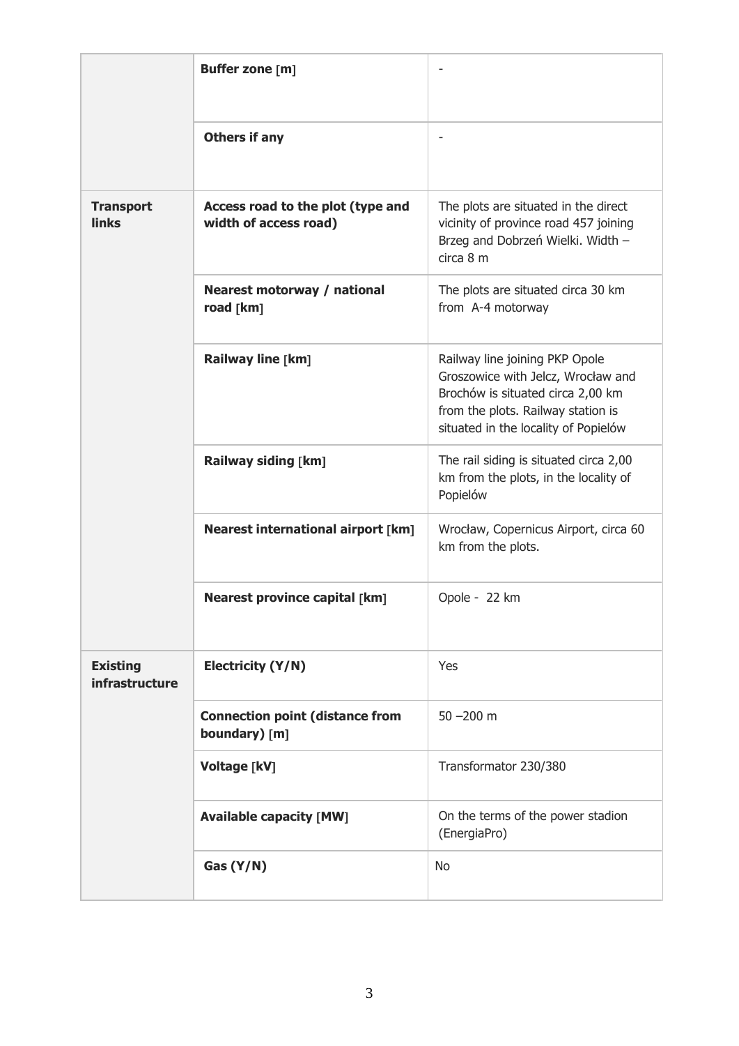| | | |
|---|---|---|
| | **Buffer zone [m]** | - |
| | **Others if any** | - |
| **Transport links** | **Access road to the plot (type and width of access road)** | The plots are situated in the direct vicinity of province road 457 joining Brzeg and Dobrzeń Wielki. Width – circa 8 m |
| | **Nearest motorway / national road [km]** | The plots are situated circa 30 km from A-4 motorway |
| | **Railway line [km]** | Railway line joining PKP Opole Groszowice with Jelcz, Wrocław and Brochów is situated circa 2,00 km from the plots. Railway station is situated in the locality of Popielów |
| | **Railway siding [km]** | The rail siding is situated circa 2,00 km from the plots, in the locality of Popielów |
| | **Nearest international airport [km]** | Wrocław, Copernicus Airport, circa 60 km from the plots. |
| | **Nearest province capital [km]** | Opole - 22 km |
| **Existing infrastructure** | **Electricity (Y/N)** | Yes |
| | **Connection point (distance from boundary) [m]** | 50 –200 m |
| | **Voltage [kV]** | Transformator 230/380 |
| | **Available capacity [MW]** | On the terms of the power stadion (EnergiaPro) |
| | **Gas (Y/N)** | No |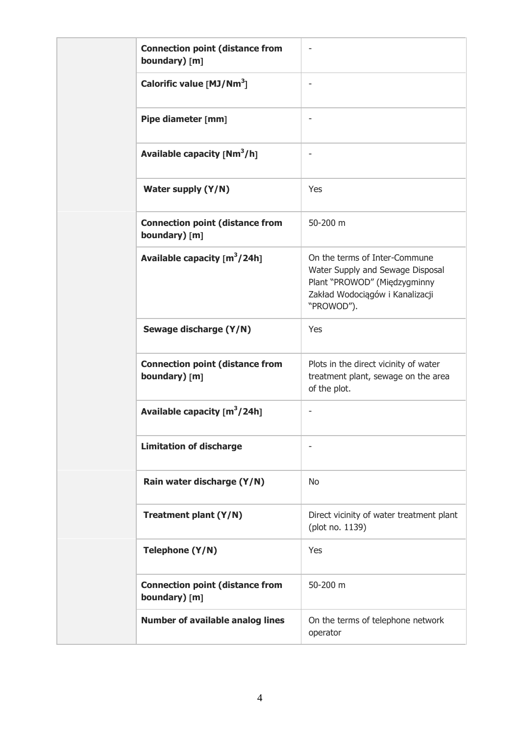| | | |
|---|---|---|
| | **Connection point (distance from boundary) [m]** | - |
| | **Calorific value [MJ/Nm$^3$]** | - |
| | **Pipe diameter [mm]** | - |
| | **Available capacity [Nm$^3$/h]** | - |
| | **Water supply (Y/N)** | Yes |
| | **Connection point (distance from boundary) [m]** | 50-200 m |
| | **Available capacity [m$^3$/24h]** | On the terms of Inter-Commune Water Supply and Sewage Disposal Plant "PROWOD" (Międzygminny Zakład Wodociągów i Kanalizacji "PROWOD"). |
| | **Sewage discharge (Y/N)** | Yes |
| | **Connection point (distance from boundary) [m]** | Plots in the direct vicinity of water treatment plant, sewage on the area of the plot. |
| | **Available capacity [m$^3$/24h]** | - |
| | **Limitation of discharge** | - |
| | **Rain water discharge (Y/N)** | No |
| | **Treatment plant (Y/N)** | Direct vicinity of water treatment plant (plot no. 1139) |
| | **Telephone (Y/N)** | Yes |
| | **Connection point (distance from boundary) [m]** | 50-200 m |
| | **Number of available analog lines** | On the terms of telephone network operator |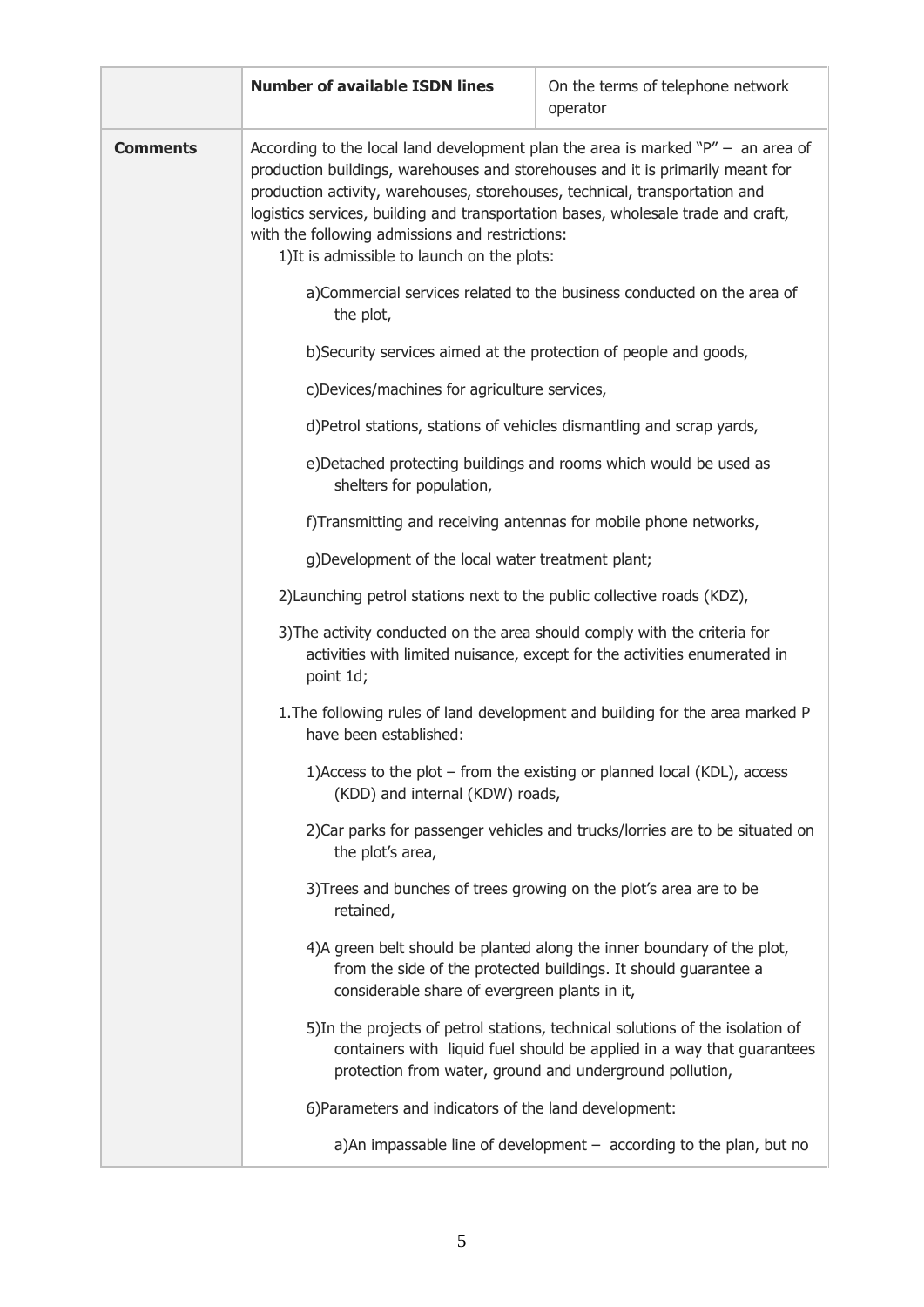| | **Number of available ISDN lines** | On the terms of telephone network operator |
|---|---|---|
| **Comments** | According to the local land development plan the area is marked "P" – an area of production buildings, warehouses and storehouses and it is primarily meant for production activity, warehouses, storehouses, technical, transportation and logistics services, building and transportation bases, wholesale trade and craft, with the following admissions and restrictions:<br>1)It is admissible to launch on the plots:<br>a)Commercial services related to the business conducted on the area of the plot,<br>b)Security services aimed at the protection of people and goods,<br>c)Devices/machines for agriculture services,<br>d)Petrol stations, stations of vehicles dismantling and scrap yards,<br>e)Detached protecting buildings and rooms which would be used as shelters for population,<br>f)Transmitting and receiving antennas for mobile phone networks,<br>g)Development of the local water treatment plant;<br>2)Launching petrol stations next to the public collective roads (KDZ),<br>3)The activity conducted on the area should comply with the criteria for activities with limited nuisance, except for the activities enumerated in point 1d;<br>1.The following rules of land development and building for the area marked P have been established:<br>1)Access to the plot – from the existing or planned local (KDL), access (KDD) and internal (KDW) roads,<br>2)Car parks for passenger vehicles and trucks/lorries are to be situated on the plot's area,<br>3)Trees and bunches of trees growing on the plot's area are to be retained,<br>4)A green belt should be planted along the inner boundary of the plot, from the side of the protected buildings. It should guarantee a considerable share of evergreen plants in it,<br>5)In the projects of petrol stations, technical solutions of the isolation of containers with liquid fuel should be applied in a way that guarantees protection from water, ground and underground pollution,<br>6)Parameters and indicators of the land development:<br>a)An impassable line of development – according to the plan, but no | |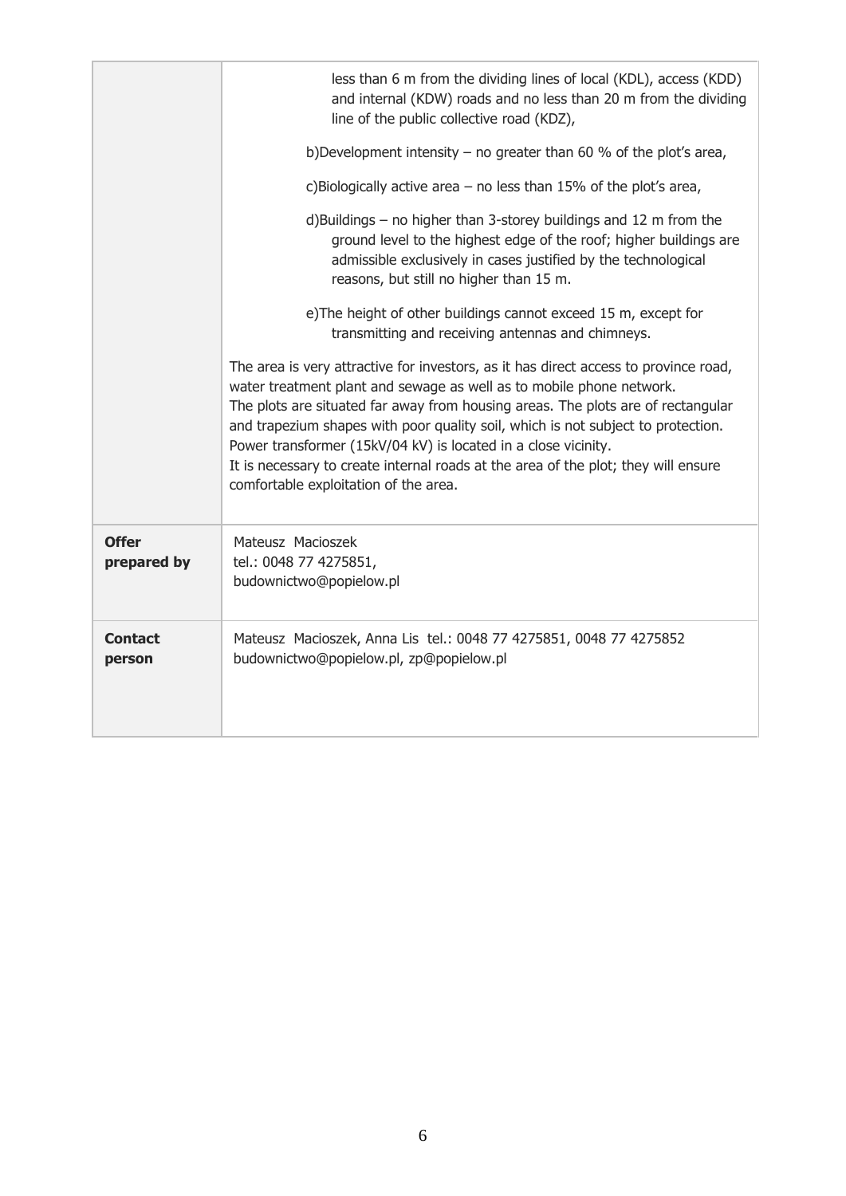| | |
|---|---|
| | less than 6 m from the dividing lines of local (KDL), access (KDD) and internal (KDW) roads and no less than 20 m from the dividing line of the public collective road (KDZ),<br><br>b)Development intensity – no greater than 60 % of the plot's area,<br><br>c)Biologically active area – no less than 15% of the plot's area,<br><br>d)Buildings – no higher than 3-storey buildings and 12 m from the ground level to the highest edge of the roof; higher buildings are admissible exclusively in cases justified by the technological reasons, but still no higher than 15 m.<br><br>e)The height of other buildings cannot exceed 15 m, except for transmitting and receiving antennas and chimneys.<br><br>The area is very attractive for investors, as it has direct access to province road, water treatment plant and sewage as well as to mobile phone network.<br>The plots are situated far away from housing areas. The plots are of rectangular and trapezium shapes with poor quality soil, which is not subject to protection.<br>Power transformer (15kV/04 kV) is located in a close vicinity.<br>It is necessary to create internal roads at the area of the plot; they will ensure comfortable exploitation of the area. |
| **Offer prepared by** | Mateusz Macioszek<br>tel.: 0048 77 4275851,<br>budownictwo@popielow.pl |
| **Contact person** | Mateusz Macioszek, Anna Lis tel.: 0048 77 4275851, 0048 77 4275852<br>budownictwo@popielow.pl, zp@popielow.pl |